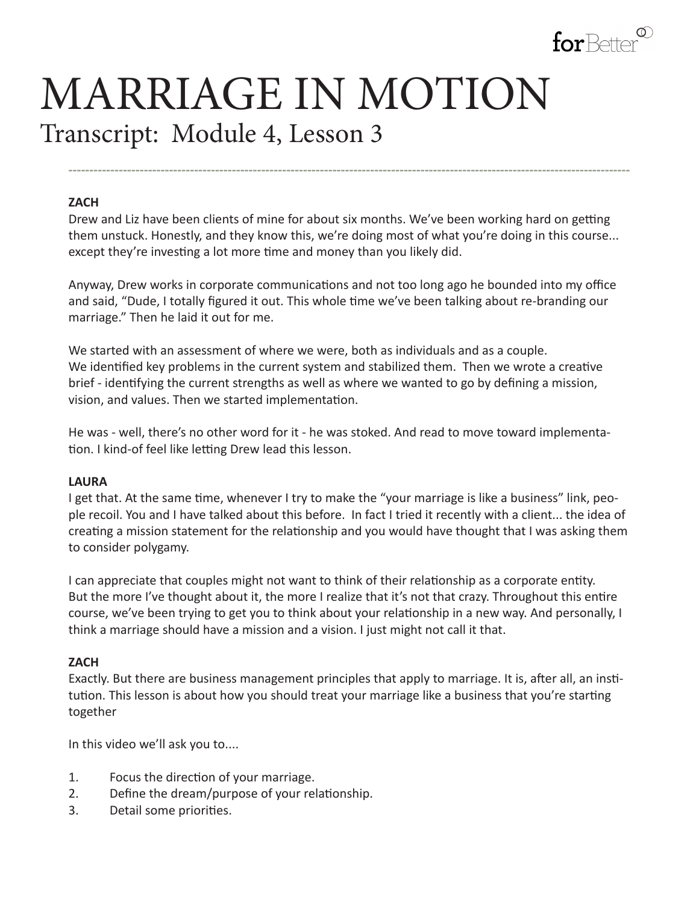# MARRIAGE IN MOTION

## Transcript: Module 4, Lesson 3

**ZACH**

Drew and Liz have been clients of mine for about six months. We've been working hard on getting them unstuck. Honestly, and they know this, we're doing most of what you're doing in this course... except they're investing a lot more time and money than you likely did.

Anyway, Drew works in corporate communications and not too long ago he bounded into my office and said, "Dude, I totally figured it out. This whole time we've been talking about re-branding our marriage." Then he laid it out for me.

We started with an assessment of where we were, both as individuals and as a couple. We identified key problems in the current system and stabilized them. Then we wrote a creative brief - identifying the current strengths as well as where we wanted to go by defining a mission, vision, and values. Then we started implementation.

He was - well, there's no other word for it - he was stoked. And read to move toward implementation. I kind-of feel like letting Drew lead this lesson.

**LAURA**

I get that. At the same time, whenever I try to make the "your marriage is like a business" link, people recoil. You and I have talked about this before. In fact I tried it recently with a client... the idea of creating a mission statement for the relationship and you would have thought that I was asking them to consider polygamy.

I can appreciate that couples might not want to think of their relationship as a corporate entity. But the more I've thought about it, the more I realize that it's not that crazy. Throughout this entire course, we've been trying to get you to think about your relationship in a new way. And personally, I think a marriage should have a mission and a vision. I just might not call it that.

**ZACH**

Exactly. But there are business management principles that apply to marriage. It is, after all, an institution. This lesson is about how you should treat your marriage like a business that you're starting together

In this video we'll ask you to....

1. Focus the direction of your marriage.
2. Define the dream/purpose of your relationship.
3. Detail some priorities.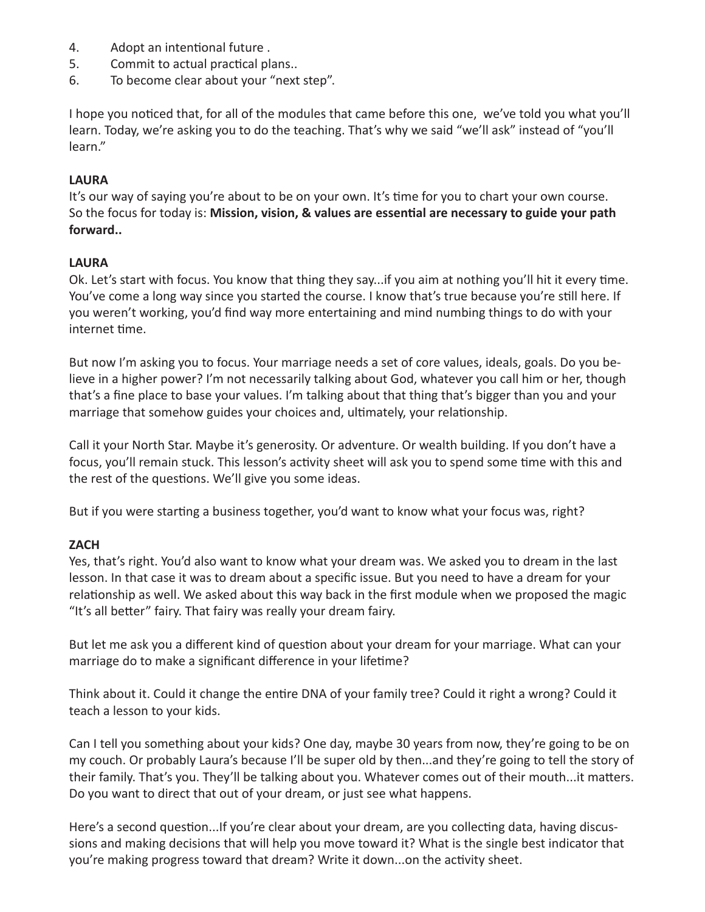4. Adopt an intentional future .
5. Commit to actual practical plans..
6. To become clear about your "next step".

I hope you noticed that, for all of the modules that came before this one, we've told you what you'll learn. Today, we're asking you to do the teaching. That's why we said "we'll ask" instead of "you'll learn."

**LAURA**
It's our way of saying you're about to be on your own. It's time for you to chart your own course. So the focus for today is: **Mission, vision, & values are essential are necessary to guide your path forward..**

**LAURA**
Ok. Let's start with focus. You know that thing they say...if you aim at nothing you'll hit it every time. You've come a long way since you started the course. I know that's true because you're still here. If you weren't working, you'd find way more entertaining and mind numbing things to do with your internet time.

But now I'm asking you to focus. Your marriage needs a set of core values, ideals, goals. Do you believe in a higher power? I'm not necessarily talking about God, whatever you call him or her, though that's a fine place to base your values. I'm talking about that thing that's bigger than you and your marriage that somehow guides your choices and, ultimately, your relationship.

Call it your North Star. Maybe it's generosity. Or adventure. Or wealth building. If you don't have a focus, you'll remain stuck. This lesson's activity sheet will ask you to spend some time with this and the rest of the questions. We'll give you some ideas.

But if you were starting a business together, you'd want to know what your focus was, right?

**ZACH**
Yes, that's right. You'd also want to know what your dream was. We asked you to dream in the last lesson. In that case it was to dream about a specific issue. But you need to have a dream for your relationship as well. We asked about this way back in the first module when we proposed the magic "It's all better" fairy. That fairy was really your dream fairy.

But let me ask you a different kind of question about your dream for your marriage. What can your marriage do to make a significant difference in your lifetime?

Think about it. Could it change the entire DNA of your family tree? Could it right a wrong? Could it teach a lesson to your kids.

Can I tell you something about your kids? One day, maybe 30 years from now, they're going to be on my couch. Or probably Laura's because I'll be super old by then...and they're going to tell the story of their family. That's you. They'll be talking about you. Whatever comes out of their mouth...it matters. Do you want to direct that out of your dream, or just see what happens.

Here's a second question...If you're clear about your dream, are you collecting data, having discussions and making decisions that will help you move toward it? What is the single best indicator that you're making progress toward that dream? Write it down...on the activity sheet.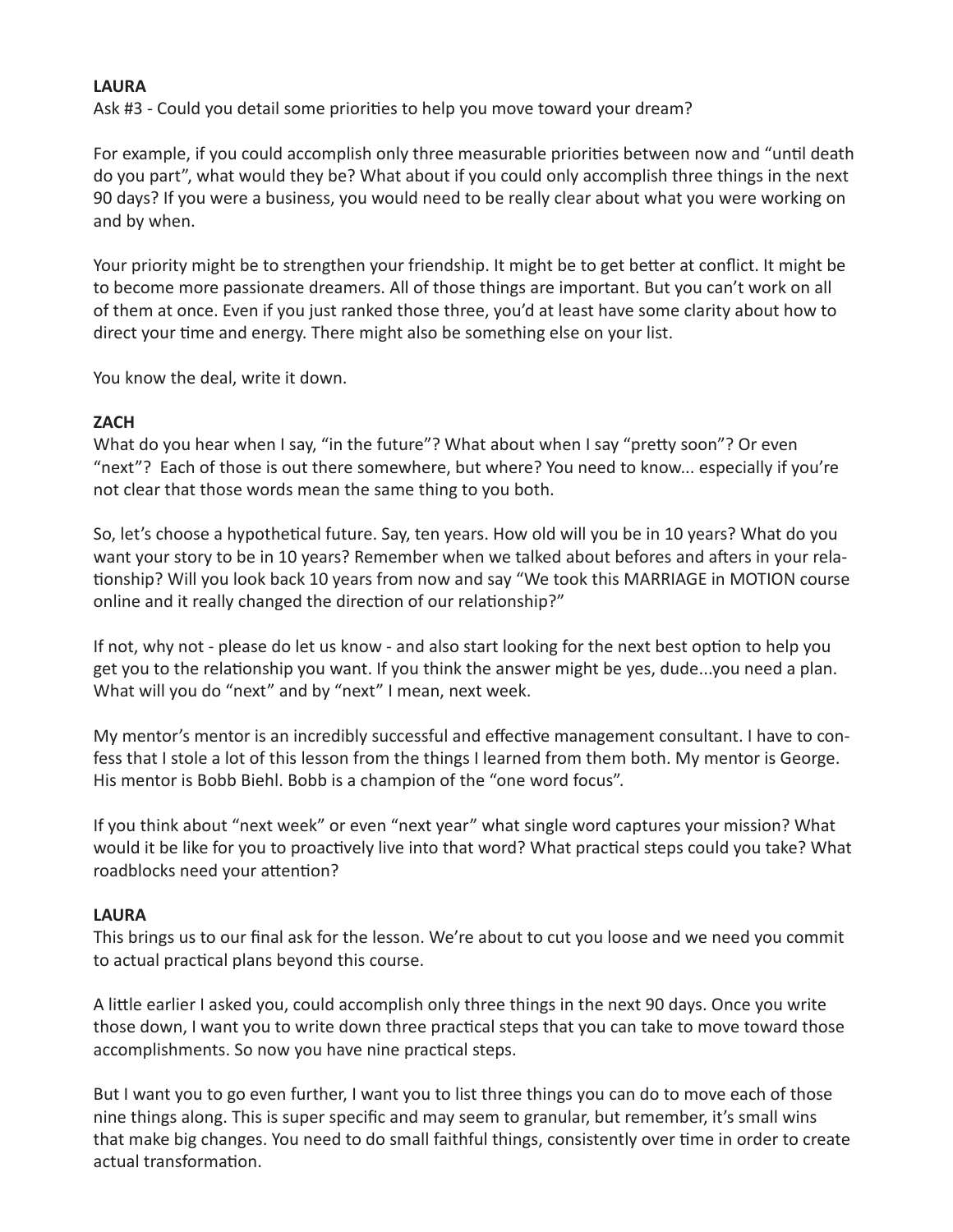**LAURA**

Ask #3 - Could you detail some priorities to help you move toward your dream?

For example, if you could accomplish only three measurable priorities between now and "until death do you part", what would they be? What about if you could only accomplish three things in the next 90 days? If you were a business, you would need to be really clear about what you were working on and by when.

Your priority might be to strengthen your friendship. It might be to get better at conflict. It might be to become more passionate dreamers. All of those things are important. But you can't work on all of them at once. Even if you just ranked those three, you'd at least have some clarity about how to direct your time and energy. There might also be something else on your list.

You know the deal, write it down.

**ZACH**

What do you hear when I say, "in the future"? What about when I say "pretty soon"? Or even "next"? Each of those is out there somewhere, but where? You need to know... especially if you're not clear that those words mean the same thing to you both.

So, let's choose a hypothetical future. Say, ten years. How old will you be in 10 years? What do you want your story to be in 10 years? Remember when we talked about befores and afters in your relationship? Will you look back 10 years from now and say "We took this MARRIAGE in MOTION course online and it really changed the direction of our relationship?"

If not, why not - please do let us know - and also start looking for the next best option to help you get you to the relationship you want. If you think the answer might be yes, dude...you need a plan. What will you do "next" and by "next" I mean, next week.

My mentor's mentor is an incredibly successful and effective management consultant. I have to confess that I stole a lot of this lesson from the things I learned from them both. My mentor is George. His mentor is Bobb Biehl. Bobb is a champion of the "one word focus".

If you think about "next week" or even "next year" what single word captures your mission? What would it be like for you to proactively live into that word? What practical steps could you take? What roadblocks need your attention?

**LAURA**

This brings us to our final ask for the lesson. We're about to cut you loose and we need you commit to actual practical plans beyond this course.

A little earlier I asked you, could accomplish only three things in the next 90 days. Once you write those down, I want you to write down three practical steps that you can take to move toward those accomplishments. So now you have nine practical steps.

But I want you to go even further, I want you to list three things you can do to move each of those nine things along. This is super specific and may seem to granular, but remember, it's small wins that make big changes. You need to do small faithful things, consistently over time in order to create actual transformation.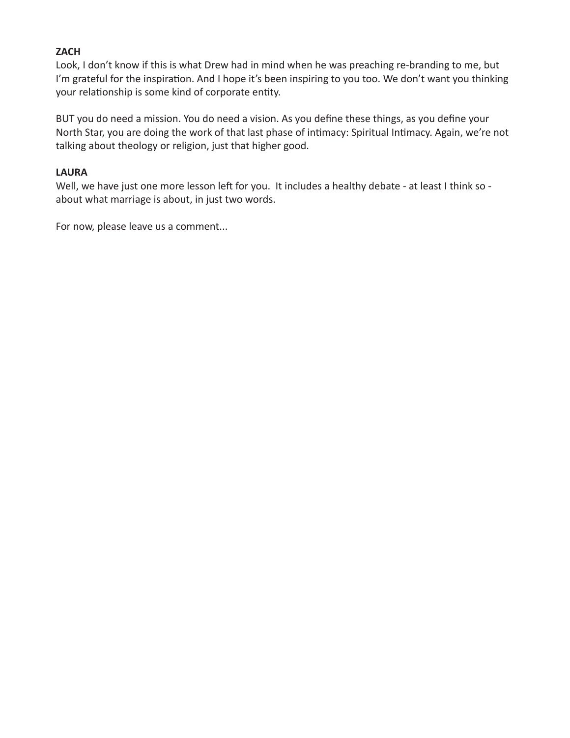**ZACH**
Look, I don't know if this is what Drew had in mind when he was preaching re-branding to me, but I'm grateful for the inspiration. And I hope it's been inspiring to you too. We don't want you thinking your relationship is some kind of corporate entity.

BUT you do need a mission. You do need a vision. As you define these things, as you define your North Star, you are doing the work of that last phase of intimacy: Spiritual Intimacy. Again, we're not talking about theology or religion, just that higher good.

**LAURA**
Well, we have just one more lesson left for you. It includes a healthy debate - at least I think so - about what marriage is about, in just two words.

For now, please leave us a comment...